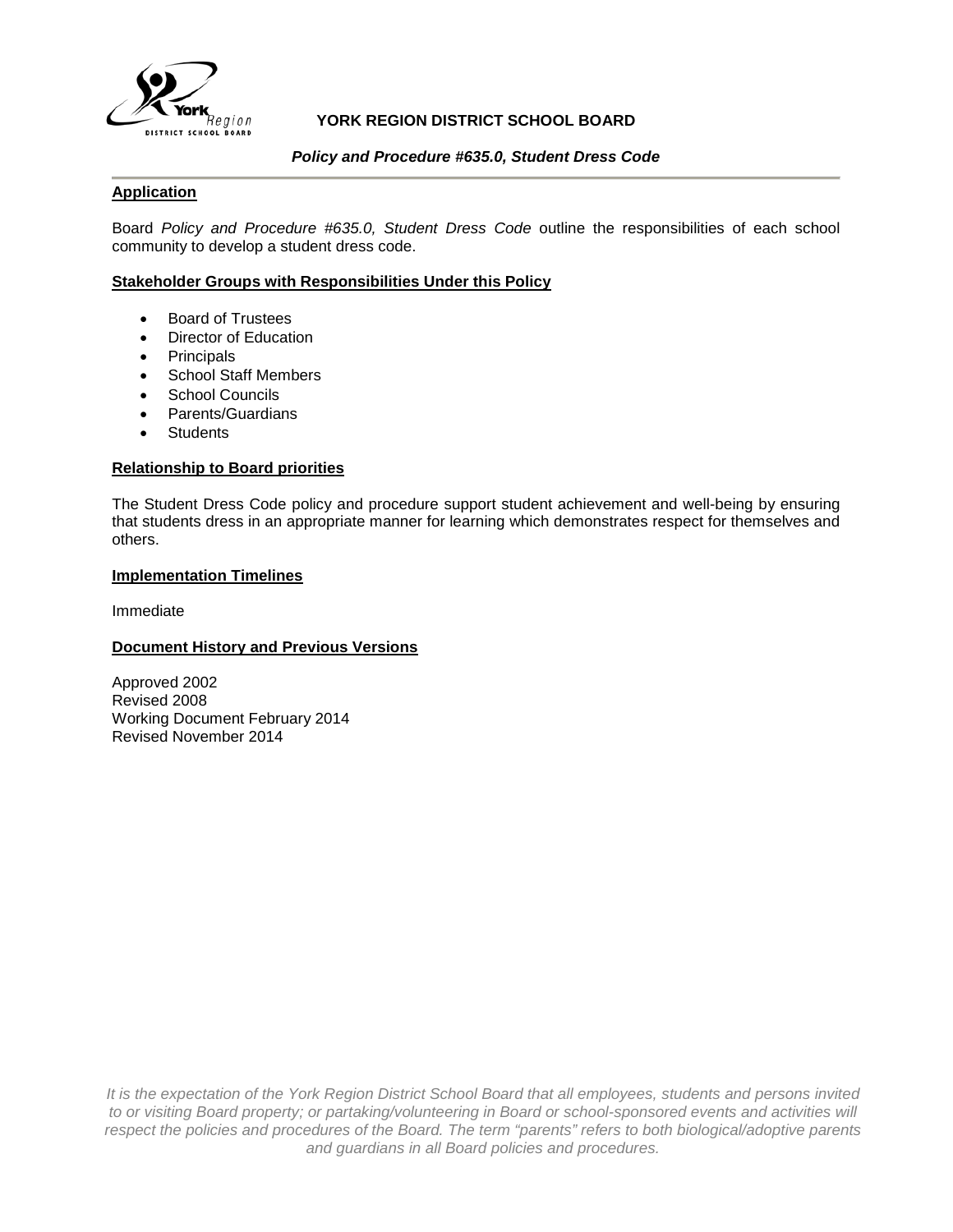# YORK REGION DISTRICT SCHOOL BOARD

***Policy and Procedure #635.0, Student Dress Code***

## Application

Board *Policy and Procedure #635.0, Student Dress Code* outline the responsibilities of each school community to develop a student dress code.

## Stakeholder Groups with Responsibilities Under this Policy

- Board of Trustees
- Director of Education
- Principals
- School Staff Members
- School Councils
- Parents/Guardians
- Students

## Relationship to Board priorities

The Student Dress Code policy and procedure support student achievement and well-being by ensuring that students dress in an appropriate manner for learning which demonstrates respect for themselves and others.

## Implementation Timelines

Immediate

## Document History and Previous Versions

Approved 2002
Revised 2008
Working Document February 2014
Revised November 2014

*It is the expectation of the York Region District School Board that all employees, students and persons invited to or visiting Board property; or partaking/volunteering in Board or school-sponsored events and activities will respect the policies and procedures of the Board. The term "parents" refers to both biological/adoptive parents and guardians in all Board policies and procedures.*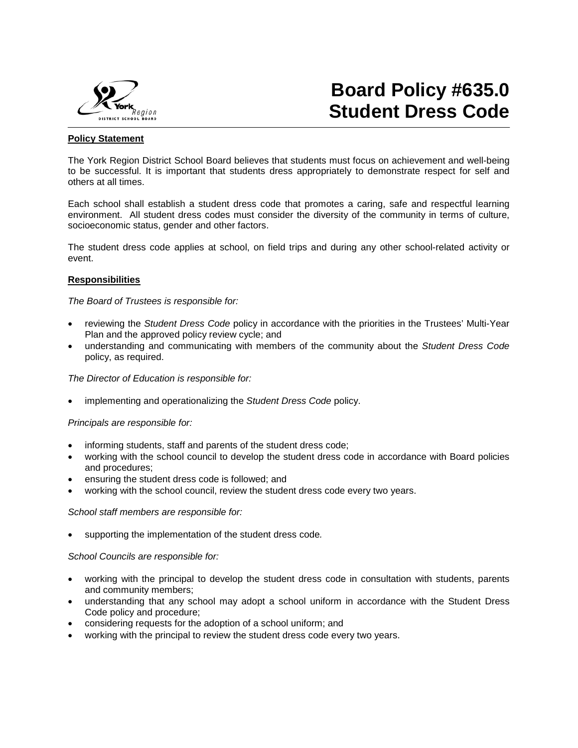# Board Policy #635.0
# Student Dress Code

## Policy Statement

The York Region District School Board believes that students must focus on achievement and well-being to be successful. It is important that students dress appropriately to demonstrate respect for self and others at all times.

Each school shall establish a student dress code that promotes a caring, safe and respectful learning environment. All student dress codes must consider the diversity of the community in terms of culture, socioeconomic status, gender and other factors.

The student dress code applies at school, on field trips and during any other school-related activity or event.

## Responsibilities

*The Board of Trustees is responsible for:*

- reviewing the *Student Dress Code* policy in accordance with the priorities in the Trustees' Multi-Year Plan and the approved policy review cycle; and
- understanding and communicating with members of the community about the *Student Dress Code* policy, as required.

*The Director of Education is responsible for:*

- implementing and operationalizing the *Student Dress Code* policy.

*Principals are responsible for:*

- informing students, staff and parents of the student dress code;
- working with the school council to develop the student dress code in accordance with Board policies and procedures;
- ensuring the student dress code is followed; and
- working with the school council, review the student dress code every two years.

*School staff members are responsible for:*

- supporting the implementation of the student dress code.

*School Councils are responsible for:*

- working with the principal to develop the student dress code in consultation with students, parents and community members;
- understanding that any school may adopt a school uniform in accordance with the Student Dress Code policy and procedure;
- considering requests for the adoption of a school uniform; and
- working with the principal to review the student dress code every two years.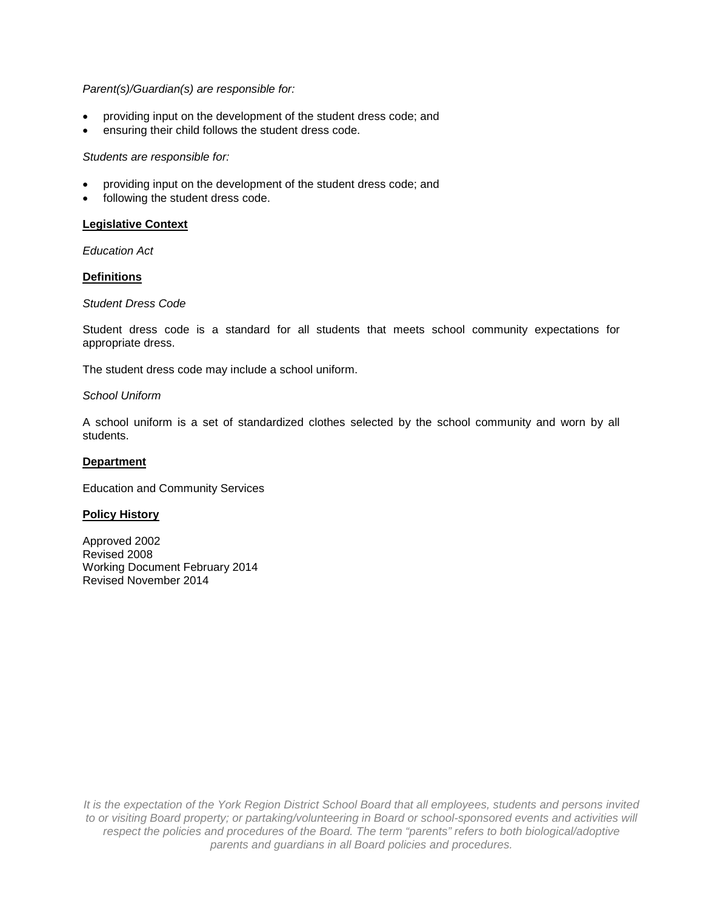*Parent(s)/Guardian(s) are responsible for:*

- providing input on the development of the student dress code; and
- ensuring their child follows the student dress code.

*Students are responsible for:*

- providing input on the development of the student dress code; and
- following the student dress code.

## Legislative Context

*Education Act*

## Definitions

*Student Dress Code*

Student dress code is a standard for all students that meets school community expectations for appropriate dress.

The student dress code may include a school uniform.

*School Uniform*

A school uniform is a set of standardized clothes selected by the school community and worn by all students.

## Department

Education and Community Services

## Policy History

Approved 2002
Revised 2008
Working Document February 2014
Revised November 2014

*It is the expectation of the York Region District School Board that all employees, students and persons invited to or visiting Board property; or partaking/volunteering in Board or school-sponsored events and activities will respect the policies and procedures of the Board. The term "parents" refers to both biological/adoptive parents and guardians in all Board policies and procedures.*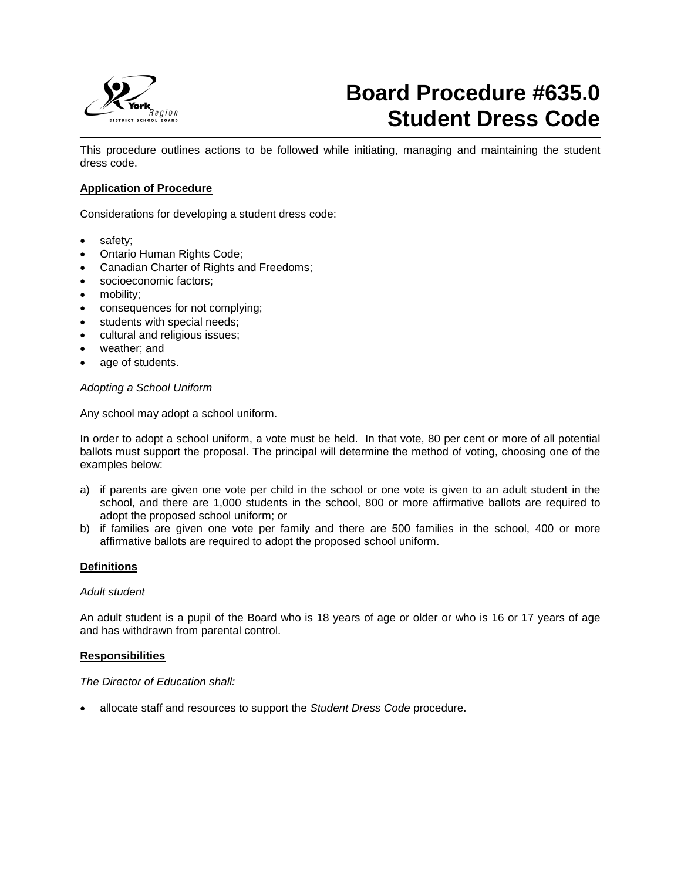# Board Procedure #635.0 Student Dress Code

This procedure outlines actions to be followed while initiating, managing and maintaining the student dress code.

**Application of Procedure**

Considerations for developing a student dress code:

- safety;
- Ontario Human Rights Code;
- Canadian Charter of Rights and Freedoms;
- socioeconomic factors;
- mobility;
- consequences for not complying;
- students with special needs;
- cultural and religious issues;
- weather; and
- age of students.

*Adopting a School Uniform*

Any school may adopt a school uniform.

In order to adopt a school uniform, a vote must be held. In that vote, 80 per cent or more of all potential ballots must support the proposal. The principal will determine the method of voting, choosing one of the examples below:

a) if parents are given one vote per child in the school or one vote is given to an adult student in the school, and there are 1,000 students in the school, 800 or more affirmative ballots are required to adopt the proposed school uniform; or
b) if families are given one vote per family and there are 500 families in the school, 400 or more affirmative ballots are required to adopt the proposed school uniform.

**Definitions**

*Adult student*

An adult student is a pupil of the Board who is 18 years of age or older or who is 16 or 17 years of age and has withdrawn from parental control.

**Responsibilities**

*The Director of Education shall:*

- allocate staff and resources to support the *Student Dress Code* procedure.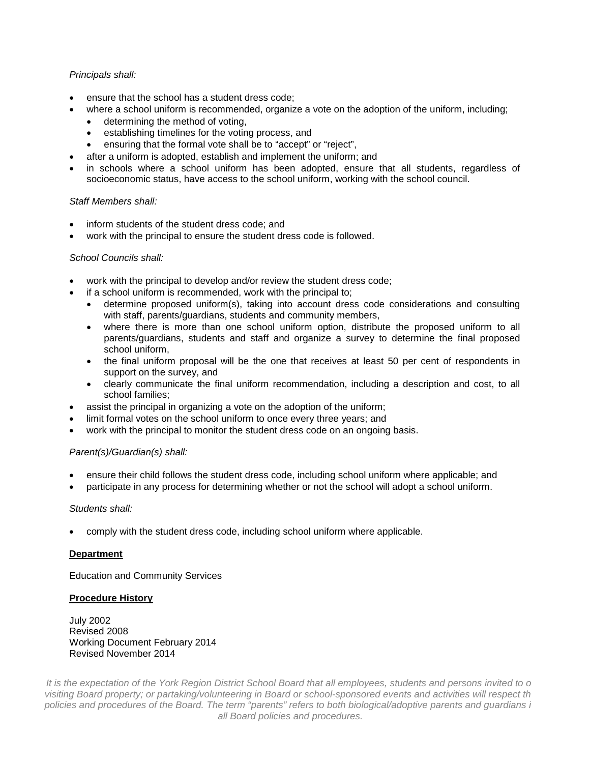*Principals shall:*

- ensure that the school has a student dress code;
- where a school uniform is recommended, organize a vote on the adoption of the uniform, including;
  - determining the method of voting,
  - establishing timelines for the voting process, and
  - ensuring that the formal vote shall be to "accept" or "reject",
- after a uniform is adopted, establish and implement the uniform; and
- in schools where a school uniform has been adopted, ensure that all students, regardless of socioeconomic status, have access to the school uniform, working with the school council.

*Staff Members shall:*

- inform students of the student dress code; and
- work with the principal to ensure the student dress code is followed.

*School Councils shall:*

- work with the principal to develop and/or review the student dress code;
- if a school uniform is recommended, work with the principal to;
  - determine proposed uniform(s), taking into account dress code considerations and consulting with staff, parents/guardians, students and community members,
  - where there is more than one school uniform option, distribute the proposed uniform to all parents/guardians, students and staff and organize a survey to determine the final proposed school uniform,
  - the final uniform proposal will be the one that receives at least 50 per cent of respondents in support on the survey, and
  - clearly communicate the final uniform recommendation, including a description and cost, to all school families;
- assist the principal in organizing a vote on the adoption of the uniform;
- limit formal votes on the school uniform to once every three years; and
- work with the principal to monitor the student dress code on an ongoing basis.

*Parent(s)/Guardian(s) shall:*

- ensure their child follows the student dress code, including school uniform where applicable; and
- participate in any process for determining whether or not the school will adopt a school uniform.

*Students shall:*

- comply with the student dress code, including school uniform where applicable.

**Department**

Education and Community Services

**Procedure History**

July 2002
Revised 2008
Working Document February 2014
Revised November 2014

*It is the expectation of the York Region District School Board that all employees, students and persons invited to o visiting Board property; or partaking/volunteering in Board or school-sponsored events and activities will respect th policies and procedures of the Board. The term "parents" refers to both biological/adoptive parents and guardians i all Board policies and procedures.*